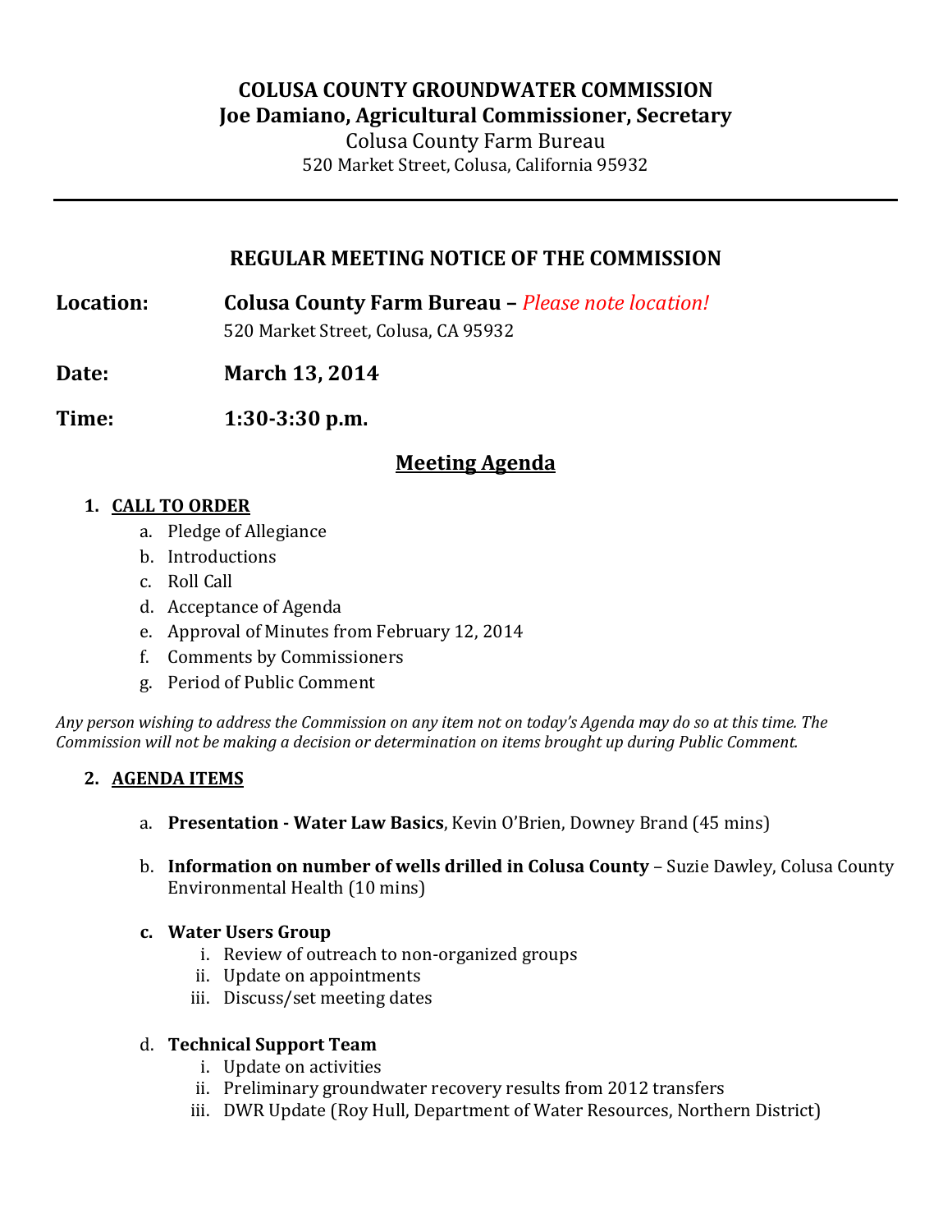# COLUSA COUNTY GROUNDWATER COMMISSION

## Joe Damiano, Agricultural Commissioner, Secretary

Colusa County Farm Bureau

520 Market Street, Colusa, California 95932

---

## REGULAR MEETING NOTICE OF THE COMMISSION

**Location:** **Colusa County Farm Bureau –** *Please note location!*
520 Market Street, Colusa, CA 95932

**Date:** **March 13, 2014**

**Time:** **1:30-3:30 p.m.**

## Meeting Agenda

1. **CALL TO ORDER**
   a. Pledge of Allegiance
   b. Introductions
   c. Roll Call
   d. Acceptance of Agenda
   e. Approval of Minutes from February 12, 2014
   f. Comments by Commissioners
   g. Period of Public Comment

*Any person wishing to address the Commission on any item not on today's Agenda may do so at this time. The Commission will not be making a decision or determination on items brought up during Public Comment.*

2. **AGENDA ITEMS**

   a. **Presentation - Water Law Basics**, Kevin O'Brien, Downey Brand (45 mins)

   b. **Information on number of wells drilled in Colusa County** – Suzie Dawley, Colusa County Environmental Health (10 mins)

   c. **Water Users Group**
      i. Review of outreach to non-organized groups
      ii. Update on appointments
      iii. Discuss/set meeting dates

   d. **Technical Support Team**
      i. Update on activities
      ii. Preliminary groundwater recovery results from 2012 transfers
      iii. DWR Update (Roy Hull, Department of Water Resources, Northern District)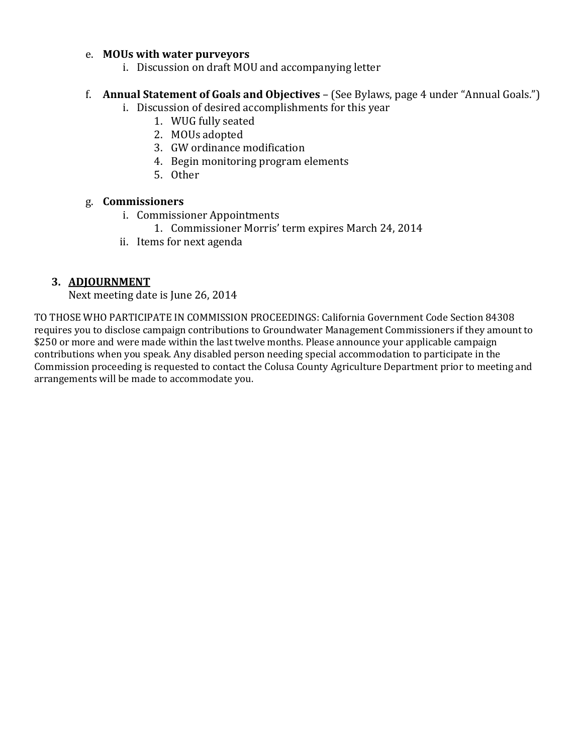e. **MOUs with water purveyors**
    i. Discussion on draft MOU and accompanying letter

f. **Annual Statement of Goals and Objectives** – (See Bylaws, page 4 under "Annual Goals.")
    i. Discussion of desired accomplishments for this year
        1. WUG fully seated
        2. MOUs adopted
        3. GW ordinance modification
        4. Begin monitoring program elements
        5. Other

g. **Commissioners**
    i. Commissioner Appointments
        1. Commissioner Morris' term expires March 24, 2014
    ii. Items for next agenda

**3. <u>ADJOURNMENT</u>**

Next meeting date is June 26, 2014

TO THOSE WHO PARTICIPATE IN COMMISSION PROCEEDINGS: California Government Code Section 84308 requires you to disclose campaign contributions to Groundwater Management Commissioners if they amount to $250 or more and were made within the last twelve months. Please announce your applicable campaign contributions when you speak. Any disabled person needing special accommodation to participate in the Commission proceeding is requested to contact the Colusa County Agriculture Department prior to meeting and arrangements will be made to accommodate you.